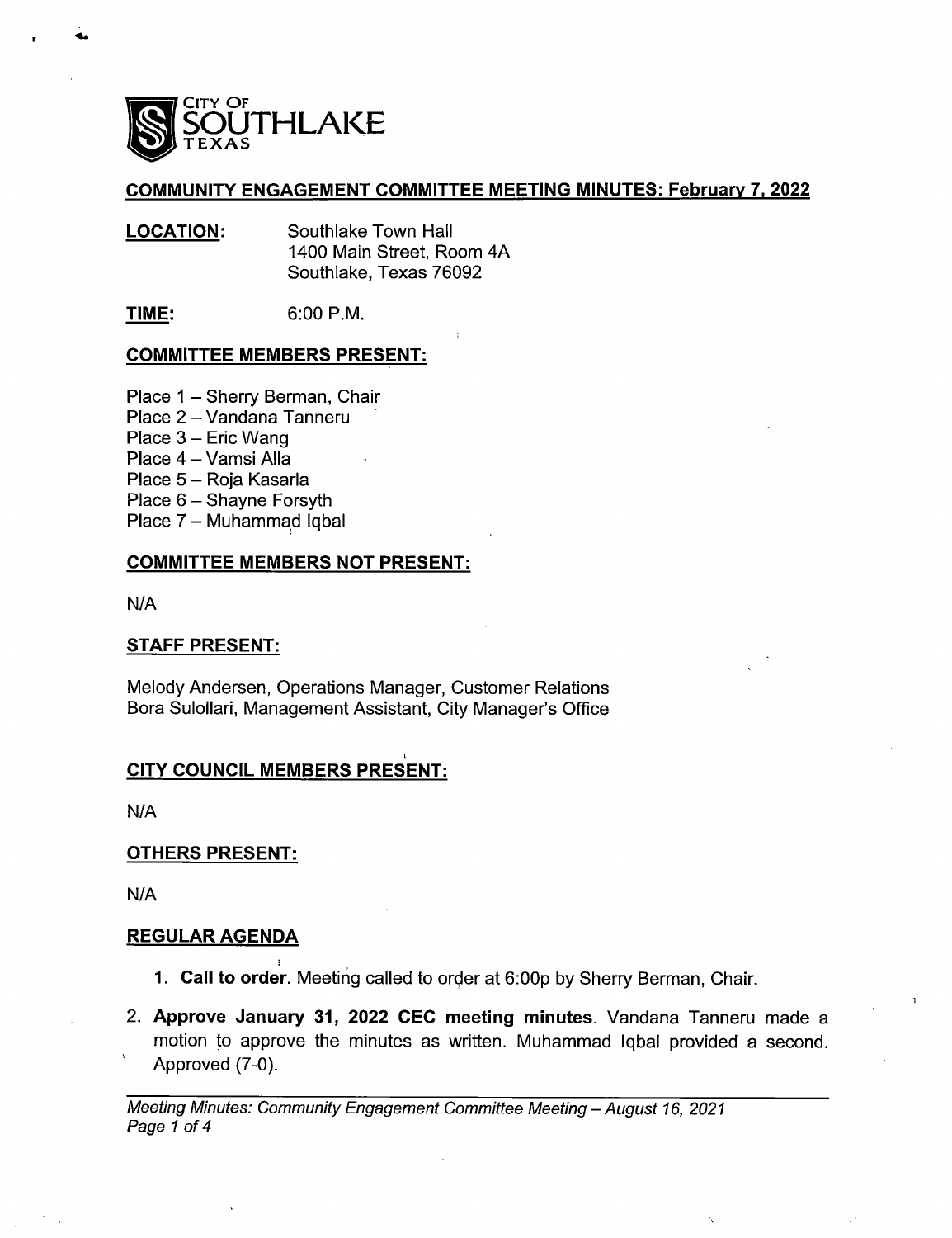CITY OF SOUTHLAKE TEXAS

## COMMUNITY ENGAGEMENT COMMITTEE MEETING MINUTES: February 7, 2022

**LOCATION:** Southlake Town Hall
1400 Main Street, Room 4A
Southlake, Texas 76092

**TIME:** 6:00 P.M.

### COMMITTEE MEMBERS PRESENT:

Place 1 – Sherry Berman, Chair
Place 2 – Vandana Tanneru
Place 3 – Eric Wang
Place 4 – Vamsi Alla
Place 5 – Roja Kasarla
Place 6 – Shayne Forsyth
Place 7 – Muhammad Iqbal

### COMMITTEE MEMBERS NOT PRESENT:

N/A

### STAFF PRESENT:

Melody Andersen, Operations Manager, Customer Relations
Bora Sulollari, Management Assistant, City Manager's Office

### CITY COUNCIL MEMBERS PRESENT:

N/A

### OTHERS PRESENT:

N/A

### REGULAR AGENDA

1. **Call to order**. Meeting called to order at 6:00p by Sherry Berman, Chair.
2. **Approve January 31, 2022 CEC meeting minutes**. Vandana Tanneru made a motion to approve the minutes as written. Muhammad Iqbal provided a second. Approved (7-0).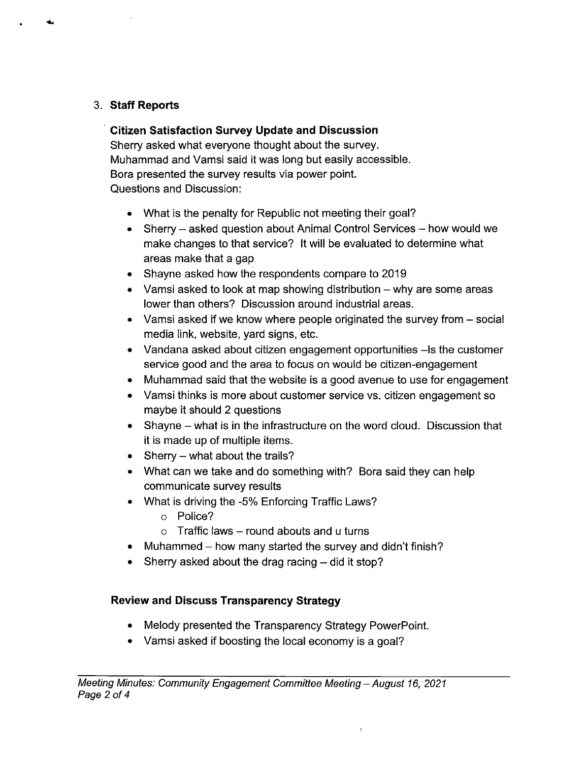3. **Staff Reports**

   **Citizen Satisfaction Survey Update and Discussion**

   Sherry asked what everyone thought about the survey.
   Muhammad and Vamsi said it was long but easily accessible.
   Bora presented the survey results via power point.
   Questions and Discussion:

   - What is the penalty for Republic not meeting their goal?
   - Sherry – asked question about Animal Control Services – how would we make changes to that service? It will be evaluated to determine what areas make that a gap
   - Shayne asked how the respondents compare to 2019
   - Vamsi asked to look at map showing distribution – why are some areas lower than others? Discussion around industrial areas.
   - Vamsi asked if we know where people originated the survey from – social media link, website, yard signs, etc.
   - Vandana asked about citizen engagement opportunities –Is the customer service good and the area to focus on would be citizen-engagement
   - Muhammad said that the website is a good avenue to use for engagement
   - Vamsi thinks is more about customer service vs. citizen engagement so maybe it should 2 questions
   - Shayne – what is in the infrastructure on the word cloud. Discussion that it is made up of multiple items.
   - Sherry – what about the trails?
   - What can we take and do something with? Bora said they can help communicate survey results
   - What is driving the -5% Enforcing Traffic Laws?
     - Police?
     - Traffic laws – round abouts and u turns
   - Muhammed – how many started the survey and didn't finish?
   - Sherry asked about the drag racing – did it stop?

   **Review and Discuss Transparency Strategy**

   - Melody presented the Transparency Strategy PowerPoint.
   - Vamsi asked if boosting the local economy is a goal?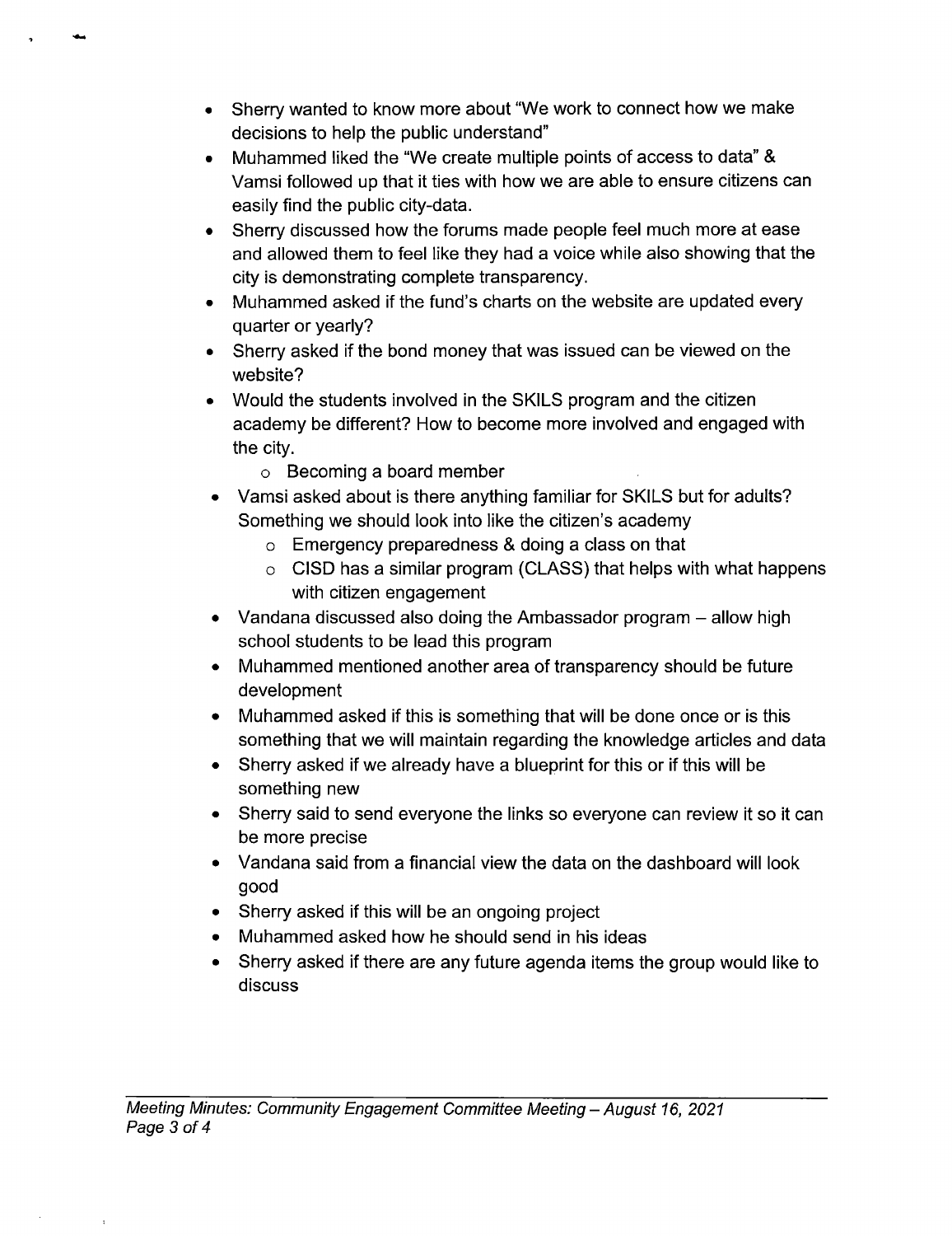- Sherry wanted to know more about "We work to connect how we make decisions to help the public understand"
- Muhammed liked the "We create multiple points of access to data" & Vamsi followed up that it ties with how we are able to ensure citizens can easily find the public city-data.
- Sherry discussed how the forums made people feel much more at ease and allowed them to feel like they had a voice while also showing that the city is demonstrating complete transparency.
- Muhammed asked if the fund's charts on the website are updated every quarter or yearly?
- Sherry asked if the bond money that was issued can be viewed on the website?
- Would the students involved in the SKILS program and the citizen academy be different? How to become more involved and engaged with the city.
  - Becoming a board member
- Vamsi asked about is there anything familiar for SKILS but for adults? Something we should look into like the citizen's academy
  - Emergency preparedness & doing a class on that
  - CISD has a similar program (CLASS) that helps with what happens with citizen engagement
- Vandana discussed also doing the Ambassador program – allow high school students to be lead this program
- Muhammed mentioned another area of transparency should be future development
- Muhammed asked if this is something that will be done once or is this something that we will maintain regarding the knowledge articles and data
- Sherry asked if we already have a blueprint for this or if this will be something new
- Sherry said to send everyone the links so everyone can review it so it can be more precise
- Vandana said from a financial view the data on the dashboard will look good
- Sherry asked if this will be an ongoing project
- Muhammed asked how he should send in his ideas
- Sherry asked if there are any future agenda items the group would like to discuss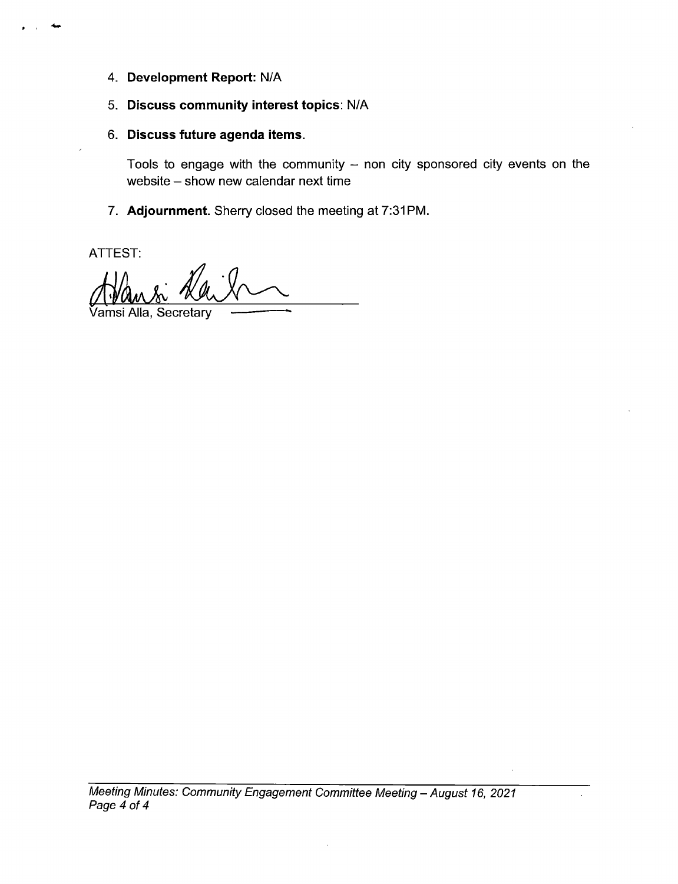4. **Development Report:** N/A

5. **Discuss community interest topics**: N/A

6. **Discuss future agenda items**.

   Tools to engage with the community – non city sponsored city events on the website – show new calendar next time

7. **Adjournment.** Sherry closed the meeting at 7:31PM.

ATTEST:

Vamsi Alla, Secretary